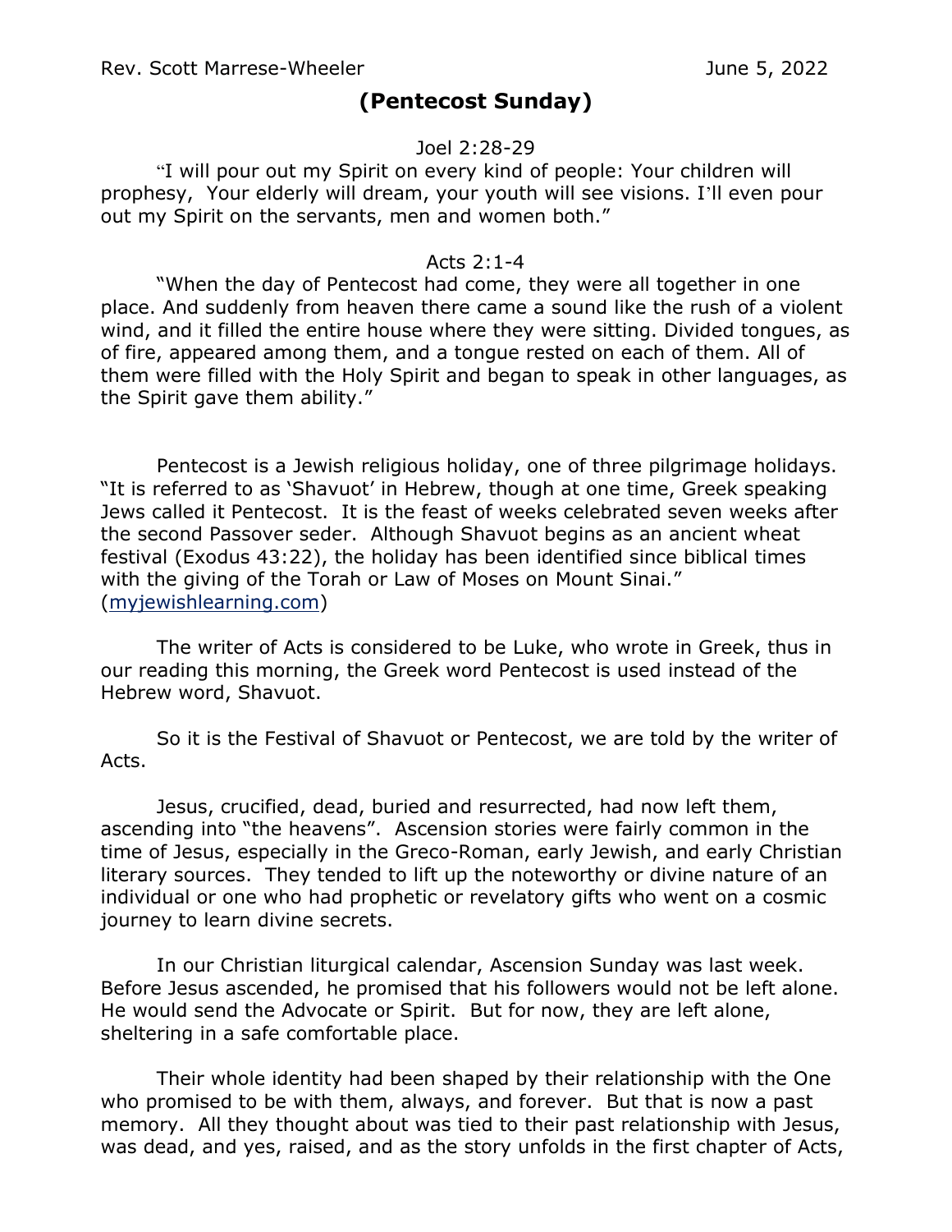Rev. Scott Marrese-Wheeler June 5, 2022

## (Pentecost Sunday)

Joel 2:28-29

"I will pour out my Spirit on every kind of people: Your children will prophesy, Your elderly will dream, your youth will see visions. I'll even pour out my Spirit on the servants, men and women both."

Acts 2:1-4

"When the day of Pentecost had come, they were all together in one place. And suddenly from heaven there came a sound like the rush of a violent wind, and it filled the entire house where they were sitting. Divided tongues, as of fire, appeared among them, and a tongue rested on each of them. All of them were filled with the Holy Spirit and began to speak in other languages, as the Spirit gave them ability."

Pentecost is a Jewish religious holiday, one of three pilgrimage holidays. "It is referred to as 'Shavuot' in Hebrew, though at one time, Greek speaking Jews called it Pentecost. It is the feast of weeks celebrated seven weeks after the second Passover seder. Although Shavuot begins as an ancient wheat festival (Exodus 43:22), the holiday has been identified since biblical times with the giving of the Torah or Law of Moses on Mount Sinai." (myjewishlearning.com)

The writer of Acts is considered to be Luke, who wrote in Greek, thus in our reading this morning, the Greek word Pentecost is used instead of the Hebrew word, Shavuot.

So it is the Festival of Shavuot or Pentecost, we are told by the writer of Acts.

Jesus, crucified, dead, buried and resurrected, had now left them, ascending into "the heavens". Ascension stories were fairly common in the time of Jesus, especially in the Greco-Roman, early Jewish, and early Christian literary sources. They tended to lift up the noteworthy or divine nature of an individual or one who had prophetic or revelatory gifts who went on a cosmic journey to learn divine secrets.

In our Christian liturgical calendar, Ascension Sunday was last week. Before Jesus ascended, he promised that his followers would not be left alone. He would send the Advocate or Spirit. But for now, they are left alone, sheltering in a safe comfortable place.

Their whole identity had been shaped by their relationship with the One who promised to be with them, always, and forever. But that is now a past memory. All they thought about was tied to their past relationship with Jesus, was dead, and yes, raised, and as the story unfolds in the first chapter of Acts,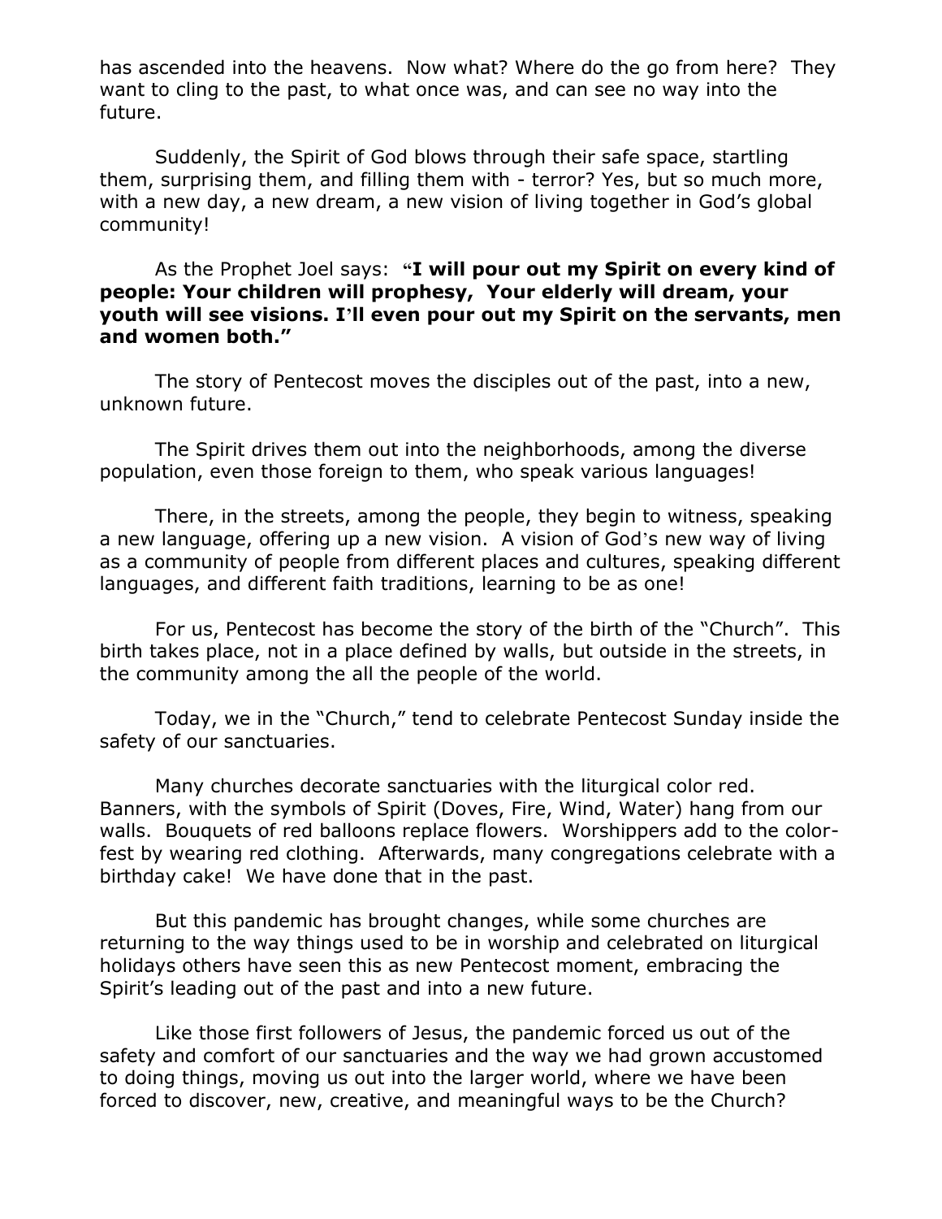has ascended into the heavens. Now what? Where do the go from here? They want to cling to the past, to what once was, and can see no way into the future.

Suddenly, the Spirit of God blows through their safe space, startling them, surprising them, and filling them with - terror? Yes, but so much more, with a new day, a new dream, a new vision of living together in God's global community!

As the Prophet Joel says: **"I will pour out my Spirit on every kind of people: Your children will prophesy, Your elderly will dream, your youth will see visions. I'll even pour out my Spirit on the servants, men and women both."**

The story of Pentecost moves the disciples out of the past, into a new, unknown future.

The Spirit drives them out into the neighborhoods, among the diverse population, even those foreign to them, who speak various languages!

There, in the streets, among the people, they begin to witness, speaking a new language, offering up a new vision. A vision of God's new way of living as a community of people from different places and cultures, speaking different languages, and different faith traditions, learning to be as one!

For us, Pentecost has become the story of the birth of the "Church". This birth takes place, not in a place defined by walls, but outside in the streets, in the community among the all the people of the world.

Today, we in the "Church," tend to celebrate Pentecost Sunday inside the safety of our sanctuaries.

Many churches decorate sanctuaries with the liturgical color red. Banners, with the symbols of Spirit (Doves, Fire, Wind, Water) hang from our walls. Bouquets of red balloons replace flowers. Worshippers add to the color-fest by wearing red clothing. Afterwards, many congregations celebrate with a birthday cake! We have done that in the past.

But this pandemic has brought changes, while some churches are returning to the way things used to be in worship and celebrated on liturgical holidays others have seen this as new Pentecost moment, embracing the Spirit's leading out of the past and into a new future.

Like those first followers of Jesus, the pandemic forced us out of the safety and comfort of our sanctuaries and the way we had grown accustomed to doing things, moving us out into the larger world, where we have been forced to discover, new, creative, and meaningful ways to be the Church?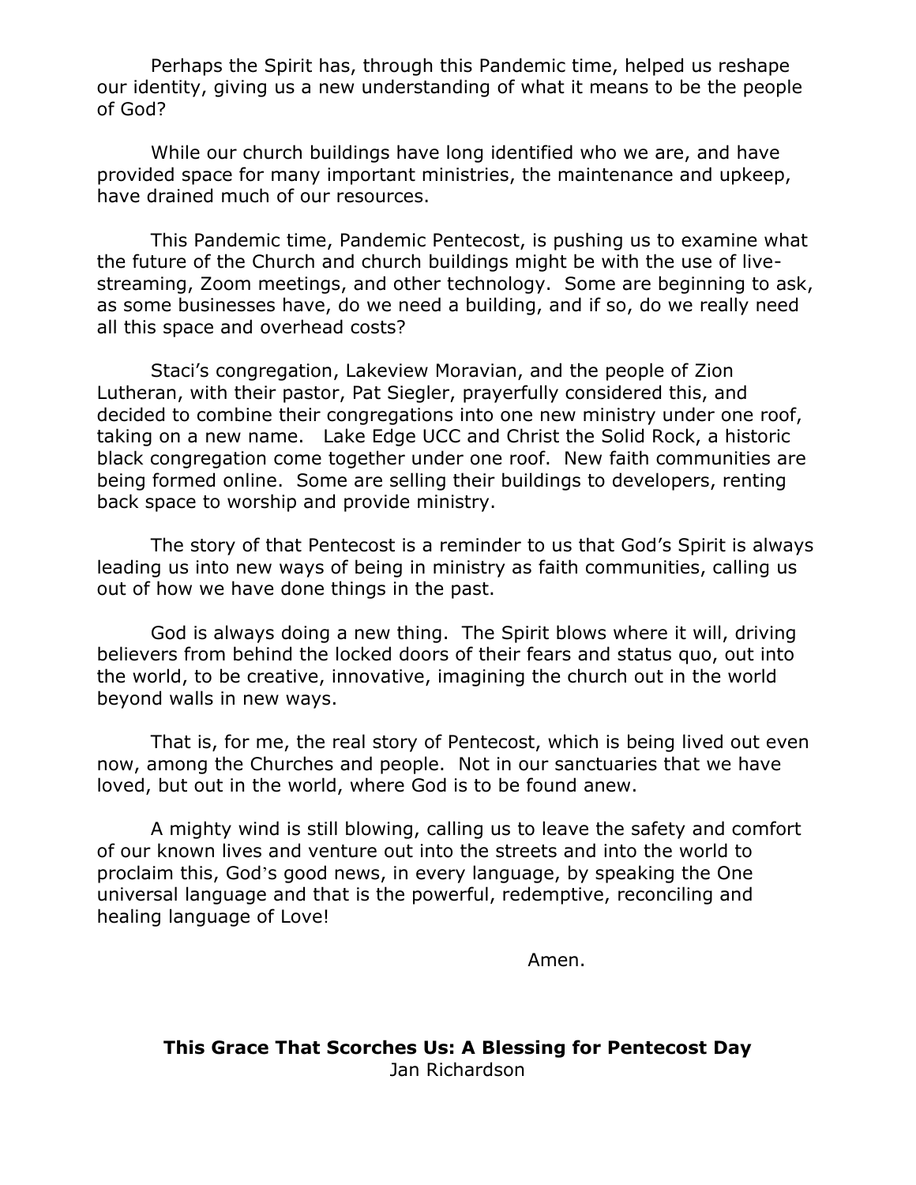Perhaps the Spirit has, through this Pandemic time, helped us reshape our identity, giving us a new understanding of what it means to be the people of God?

While our church buildings have long identified who we are, and have provided space for many important ministries, the maintenance and upkeep, have drained much of our resources.

This Pandemic time, Pandemic Pentecost, is pushing us to examine what the future of the Church and church buildings might be with the use of live-streaming, Zoom meetings, and other technology. Some are beginning to ask, as some businesses have, do we need a building, and if so, do we really need all this space and overhead costs?

Staci's congregation, Lakeview Moravian, and the people of Zion Lutheran, with their pastor, Pat Siegler, prayerfully considered this, and decided to combine their congregations into one new ministry under one roof, taking on a new name. Lake Edge UCC and Christ the Solid Rock, a historic black congregation come together under one roof. New faith communities are being formed online. Some are selling their buildings to developers, renting back space to worship and provide ministry.

The story of that Pentecost is a reminder to us that God's Spirit is always leading us into new ways of being in ministry as faith communities, calling us out of how we have done things in the past.

God is always doing a new thing. The Spirit blows where it will, driving believers from behind the locked doors of their fears and status quo, out into the world, to be creative, innovative, imagining the church out in the world beyond walls in new ways.

That is, for me, the real story of Pentecost, which is being lived out even now, among the Churches and people. Not in our sanctuaries that we have loved, but out in the world, where God is to be found anew.

A mighty wind is still blowing, calling us to leave the safety and comfort of our known lives and venture out into the streets and into the world to proclaim this, God's good news, in every language, by speaking the One universal language and that is the powerful, redemptive, reconciling and healing language of Love!

Amen.

**This Grace That Scorches Us: A Blessing for Pentecost Day**
Jan Richardson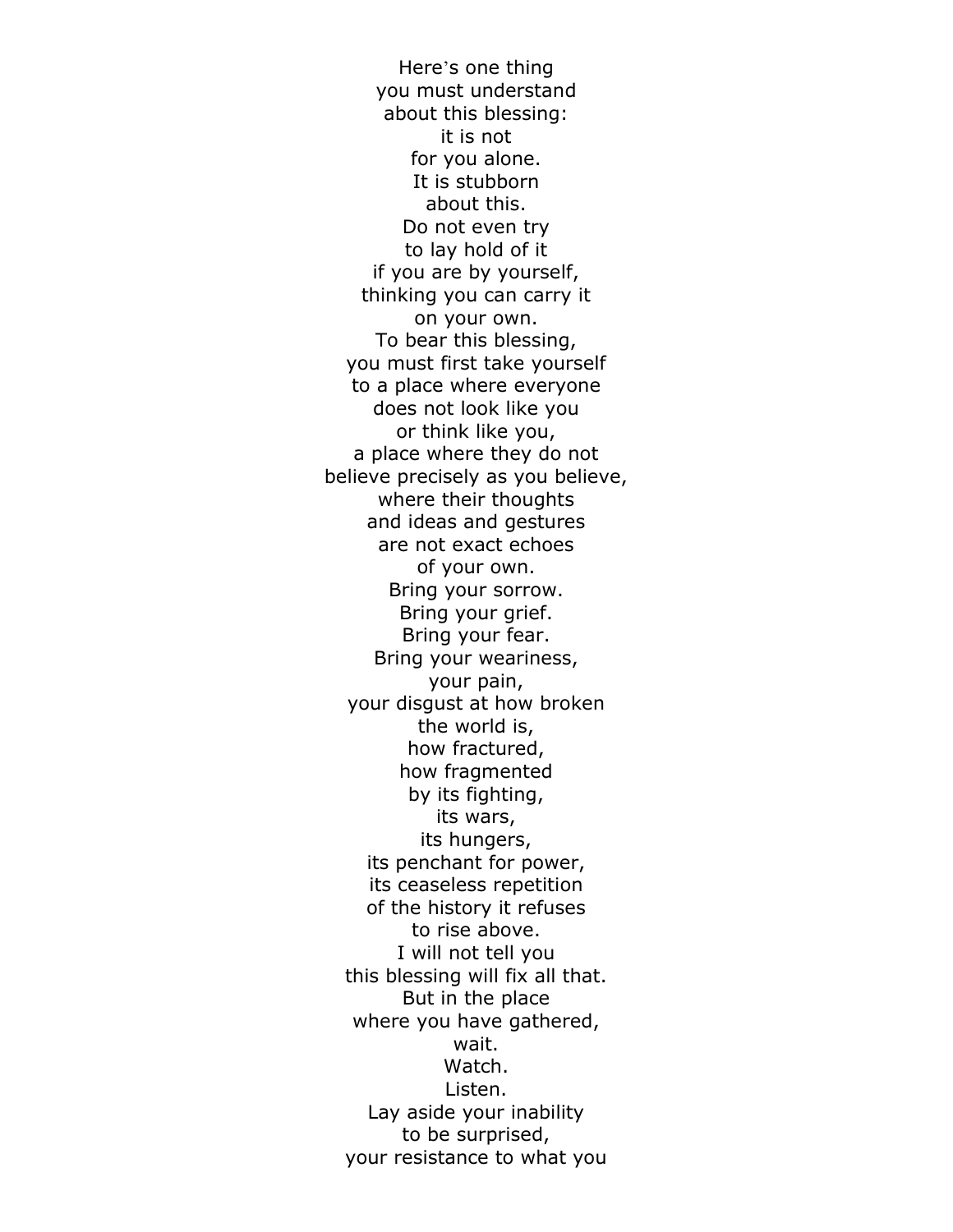Here's one thing  
you must understand  
about this blessing:  
it is not  
for you alone.  
It is stubborn  
about this.  
Do not even try  
to lay hold of it  
if you are by yourself,  
thinking you can carry it  
on your own.  
To bear this blessing,  
you must first take yourself  
to a place where everyone  
does not look like you  
or think like you,  
a place where they do not  
believe precisely as you believe,  
where their thoughts  
and ideas and gestures  
are not exact echoes  
of your own.  
Bring your sorrow.  
Bring your grief.  
Bring your fear.  
Bring your weariness,  
your pain,  
your disgust at how broken  
the world is,  
how fractured,  
how fragmented  
by its fighting,  
its wars,  
its hungers,  
its penchant for power,  
its ceaseless repetition  
of the history it refuses  
to rise above.  
I will not tell you  
this blessing will fix all that.  
But in the place  
where you have gathered,  
wait.  
Watch.  
Listen.  
Lay aside your inability  
to be surprised,  
your resistance to what you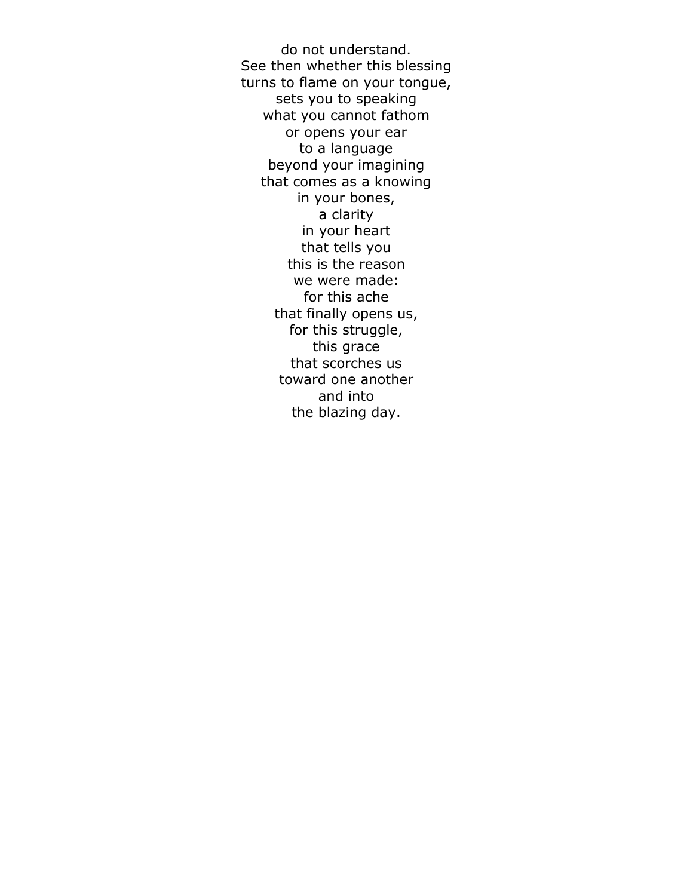do not understand.  
See then whether this blessing  
turns to flame on your tongue,  
sets you to speaking  
what you cannot fathom  
or opens your ear  
to a language  
beyond your imagining  
that comes as a knowing  
in your bones,  
a clarity  
in your heart  
that tells you  
this is the reason  
we were made:  
for this ache  
that finally opens us,  
for this struggle,  
this grace  
that scorches us  
toward one another  
and into  
the blazing day.